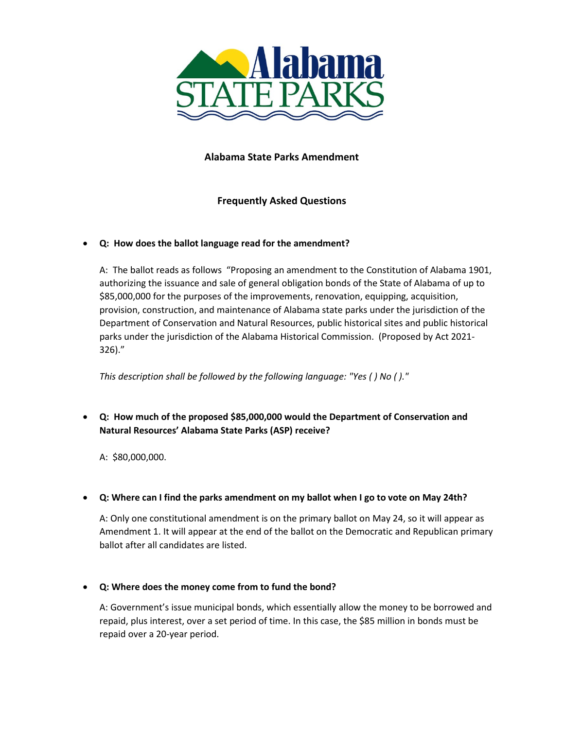Alabama STATE PARKS

## Alabama State Parks Amendment

## Frequently Asked Questions

- **Q: How does the ballot language read for the amendment?**

  A: The ballot reads as follows "Proposing an amendment to the Constitution of Alabama 1901, authorizing the issuance and sale of general obligation bonds of the State of Alabama of up to $85,000,000 for the purposes of the improvements, renovation, equipping, acquisition, provision, construction, and maintenance of Alabama state parks under the jurisdiction of the Department of Conservation and Natural Resources, public historical sites and public historical parks under the jurisdiction of the Alabama Historical Commission. (Proposed by Act 2021-326)."

  *This description shall be followed by the following language: "Yes ( ) No ( )."*

- **Q: How much of the proposed $85,000,000 would the Department of Conservation and Natural Resources' Alabama State Parks (ASP) receive?**

  A: $80,000,000.

- **Q: Where can I find the parks amendment on my ballot when I go to vote on May 24th?**

  A: Only one constitutional amendment is on the primary ballot on May 24, so it will appear as Amendment 1. It will appear at the end of the ballot on the Democratic and Republican primary ballot after all candidates are listed.

- **Q: Where does the money come from to fund the bond?**

  A: Government's issue municipal bonds, which essentially allow the money to be borrowed and repaid, plus interest, over a set period of time. In this case, the $85 million in bonds must be repaid over a 20-year period.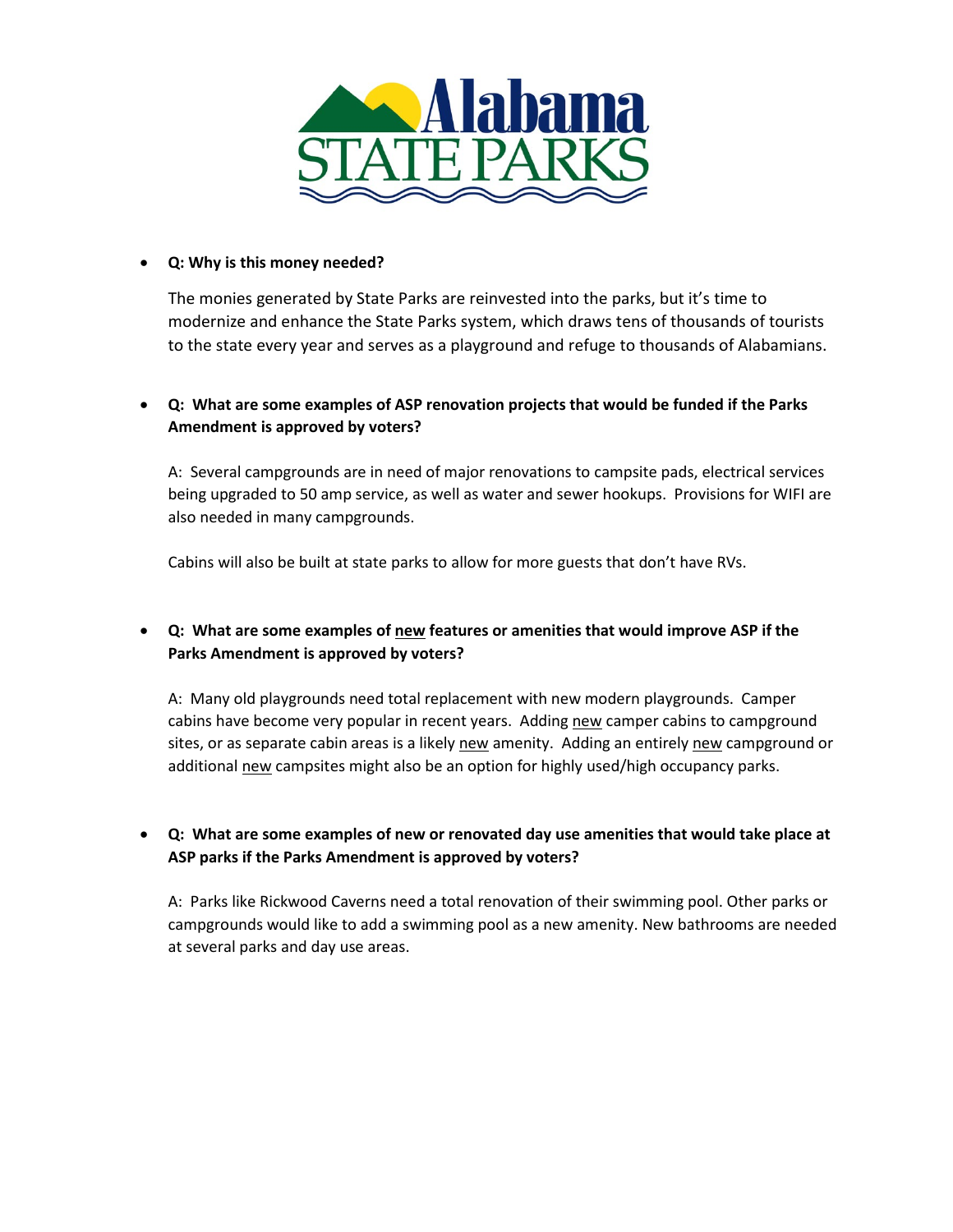Alabama STATE PARKS

- **Q: Why is this money needed?**

  The monies generated by State Parks are reinvested into the parks, but it's time to modernize and enhance the State Parks system, which draws tens of thousands of tourists to the state every year and serves as a playground and refuge to thousands of Alabamians.

- **Q: What are some examples of ASP renovation projects that would be funded if the Parks Amendment is approved by voters?**

  A: Several campgrounds are in need of major renovations to campsite pads, electrical services being upgraded to 50 amp service, as well as water and sewer hookups. Provisions for WIFI are also needed in many campgrounds.

  Cabins will also be built at state parks to allow for more guests that don't have RVs.

- **Q: What are some examples of <u>new</u> features or amenities that would improve ASP if the Parks Amendment is approved by voters?**

  A: Many old playgrounds need total replacement with new modern playgrounds. Camper cabins have become very popular in recent years. Adding <u>new</u> camper cabins to campground sites, or as separate cabin areas is a likely <u>new</u> amenity. Adding an entirely <u>new</u> campground or additional <u>new</u> campsites might also be an option for highly used/high occupancy parks.

- **Q: What are some examples of new or renovated day use amenities that would take place at ASP parks if the Parks Amendment is approved by voters?**

  A: Parks like Rickwood Caverns need a total renovation of their swimming pool. Other parks or campgrounds would like to add a swimming pool as a new amenity. New bathrooms are needed at several parks and day use areas.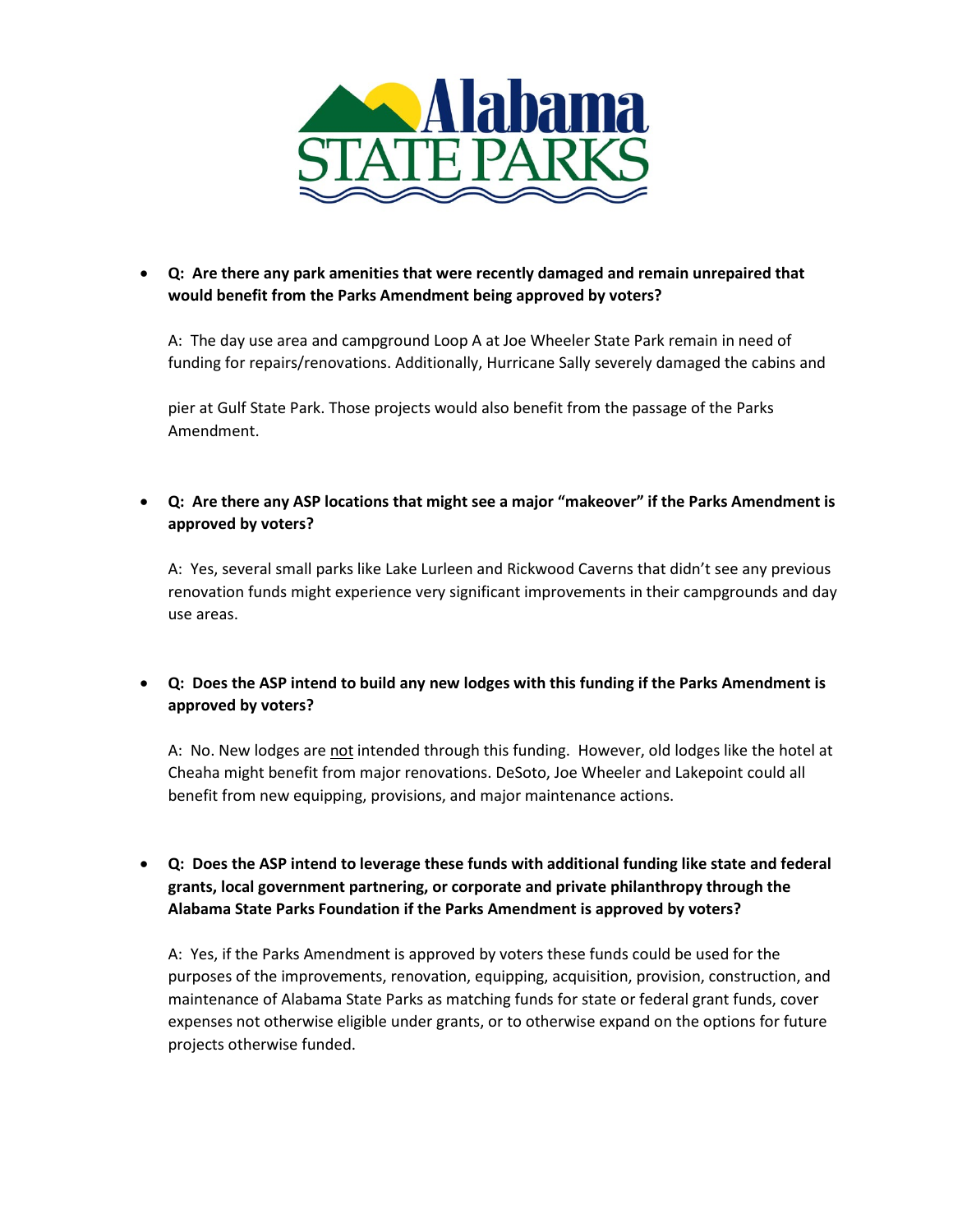- **Q: Are there any park amenities that were recently damaged and remain unrepaired that would benefit from the Parks Amendment being approved by voters?**

  A: The day use area and campground Loop A at Joe Wheeler State Park remain in need of funding for repairs/renovations. Additionally, Hurricane Sally severely damaged the cabins and pier at Gulf State Park. Those projects would also benefit from the passage of the Parks Amendment.

- **Q: Are there any ASP locations that might see a major "makeover" if the Parks Amendment is approved by voters?**

  A: Yes, several small parks like Lake Lurleen and Rickwood Caverns that didn't see any previous renovation funds might experience very significant improvements in their campgrounds and day use areas.

- **Q: Does the ASP intend to build any new lodges with this funding if the Parks Amendment is approved by voters?**

  A: No. New lodges are not intended through this funding. However, old lodges like the hotel at Cheaha might benefit from major renovations. DeSoto, Joe Wheeler and Lakepoint could all benefit from new equipping, provisions, and major maintenance actions.

- **Q: Does the ASP intend to leverage these funds with additional funding like state and federal grants, local government partnering, or corporate and private philanthropy through the Alabama State Parks Foundation if the Parks Amendment is approved by voters?**

  A: Yes, if the Parks Amendment is approved by voters these funds could be used for the purposes of the improvements, renovation, equipping, acquisition, provision, construction, and maintenance of Alabama State Parks as matching funds for state or federal grant funds, cover expenses not otherwise eligible under grants, or to otherwise expand on the options for future projects otherwise funded.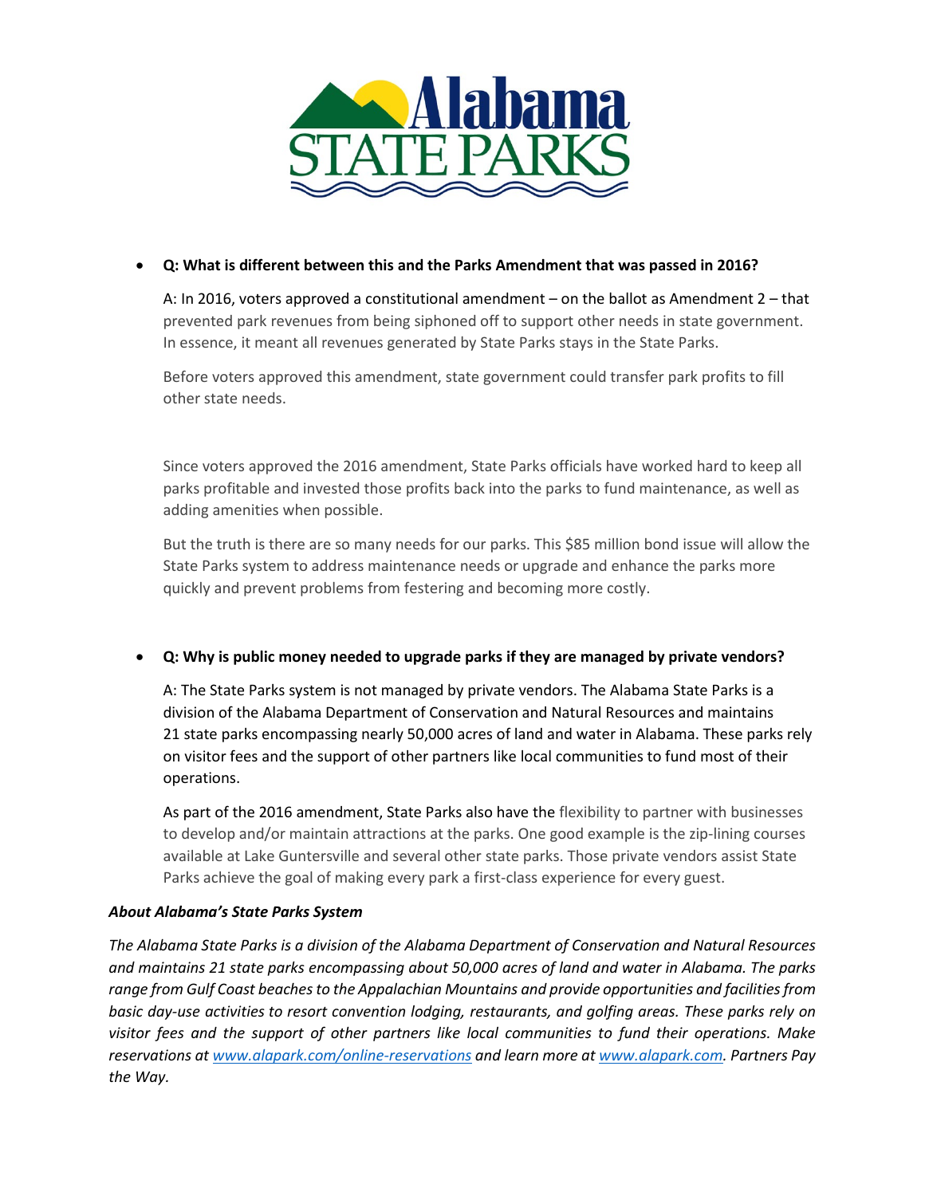- **Q: What is different between this and the Parks Amendment that was passed in 2016?**

  A: In 2016, voters approved a constitutional amendment – on the ballot as Amendment 2 – that prevented park revenues from being siphoned off to support other needs in state government. In essence, it meant all revenues generated by State Parks stays in the State Parks.

  Before voters approved this amendment, state government could transfer park profits to fill other state needs.

  Since voters approved the 2016 amendment, State Parks officials have worked hard to keep all parks profitable and invested those profits back into the parks to fund maintenance, as well as adding amenities when possible.

  But the truth is there are so many needs for our parks. This $85 million bond issue will allow the State Parks system to address maintenance needs or upgrade and enhance the parks more quickly and prevent problems from festering and becoming more costly.

- **Q: Why is public money needed to upgrade parks if they are managed by private vendors?**

  A: The State Parks system is not managed by private vendors. The Alabama State Parks is a division of the Alabama Department of Conservation and Natural Resources and maintains 21 state parks encompassing nearly 50,000 acres of land and water in Alabama. These parks rely on visitor fees and the support of other partners like local communities to fund most of their operations.

  As part of the 2016 amendment, State Parks also have the flexibility to partner with businesses to develop and/or maintain attractions at the parks. One good example is the zip-lining courses available at Lake Guntersville and several other state parks. Those private vendors assist State Parks achieve the goal of making every park a first-class experience for every guest.

***About Alabama's State Parks System***

*The Alabama State Parks is a division of the Alabama Department of Conservation and Natural Resources and maintains 21 state parks encompassing about 50,000 acres of land and water in Alabama. The parks range from Gulf Coast beaches to the Appalachian Mountains and provide opportunities and facilities from basic day-use activities to resort convention lodging, restaurants, and golfing areas. These parks rely on visitor fees and the support of other partners like local communities to fund their operations. Make reservations at [www.alapark.com/online-reservations](http://www.alapark.com/online-reservations) and learn more at [www.alapark.com](http://www.alapark.com). Partners Pay the Way.*